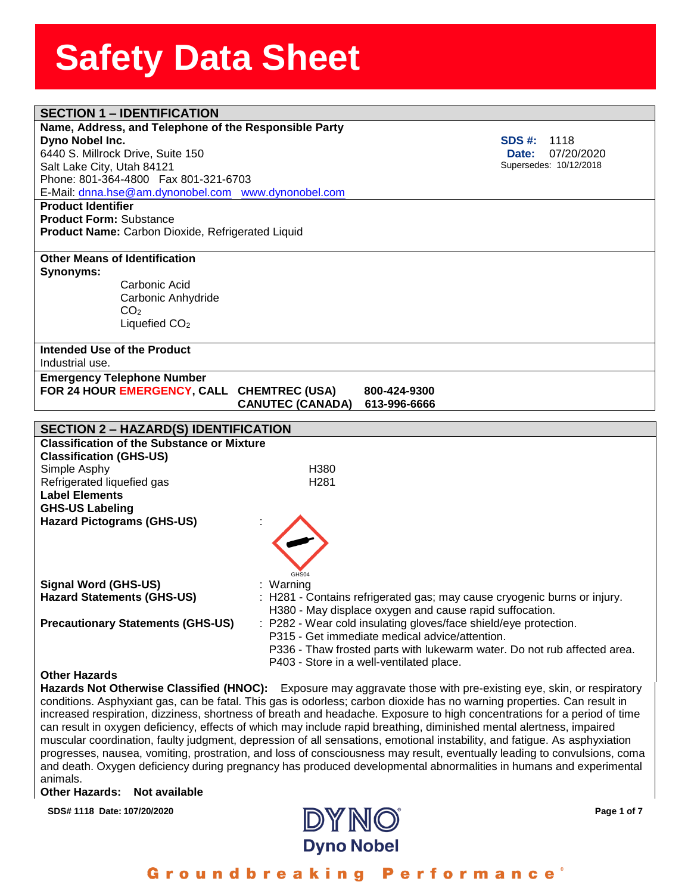# Safety Data Sheet

## SECTION 1 – IDENTIFICATION

**Name, Address, and Telephone of the Responsible Party**

**Dyno Nobel Inc.**
6440 S. Millrock Drive, Suite 150
Salt Lake City, Utah 84121
Phone: 801-364-4800 Fax 801-321-6703
E-Mail: dnna.hse@am.dynonobel.com www.dynonobel.com

**SDS #:** 1118
**Date:** 07/20/2020
Supersedes: 10/12/2018

**Product Identifier**
**Product Form:** Substance
**Product Name:** Carbon Dioxide, Refrigerated Liquid

**Other Means of Identification**
**Synonyms:**
- Carbonic Acid
- Carbonic Anhydride
- $CO_2$
- Liquefied $CO_2$

**Intended Use of the Product**
Industrial use.

**Emergency Telephone Number**
**FOR 24 HOUR EMERGENCY, CALL CHEMTREC (USA) 800-424-9300**
**CANUTEC (CANADA) 613-996-6666**

## SECTION 2 – HAZARD(S) IDENTIFICATION

**Classification of the Substance or Mixture**
**Classification (GHS-US)**

| | |
|---|---|
| Simple Asphy | H380 |
| Refrigerated liquefied gas | H281 |

**Label Elements**
**GHS-US Labeling**
**Hazard Pictograms (GHS-US)** :

GHS04

**Signal Word (GHS-US)** : Warning

**Hazard Statements (GHS-US)** : H281 - Contains refrigerated gas; may cause cryogenic burns or injury.
H380 - May displace oxygen and cause rapid suffocation.

**Precautionary Statements (GHS-US)** : P282 - Wear cold insulating gloves/face shield/eye protection.
P315 - Get immediate medical advice/attention.
P336 - Thaw frosted parts with lukewarm water. Do not rub affected area.
P403 - Store in a well-ventilated place.

**Other Hazards**
**Hazards Not Otherwise Classified (HNOC):** Exposure may aggravate those with pre-existing eye, skin, or respiratory conditions. Asphyxiant gas, can be fatal. This gas is odorless; carbon dioxide has no warning properties. Can result in increased respiration, dizziness, shortness of breath and headache. Exposure to high concentrations for a period of time can result in oxygen deficiency, effects of which may include rapid breathing, diminished mental alertness, impaired muscular coordination, faulty judgment, depression of all sensations, emotional instability, and fatigue. As asphyxiation progresses, nausea, vomiting, prostration, and loss of consciousness may result, eventually leading to convulsions, coma and death. Oxygen deficiency during pregnancy has produced developmental abnormalities in humans and experimental animals.

**Other Hazards: Not available**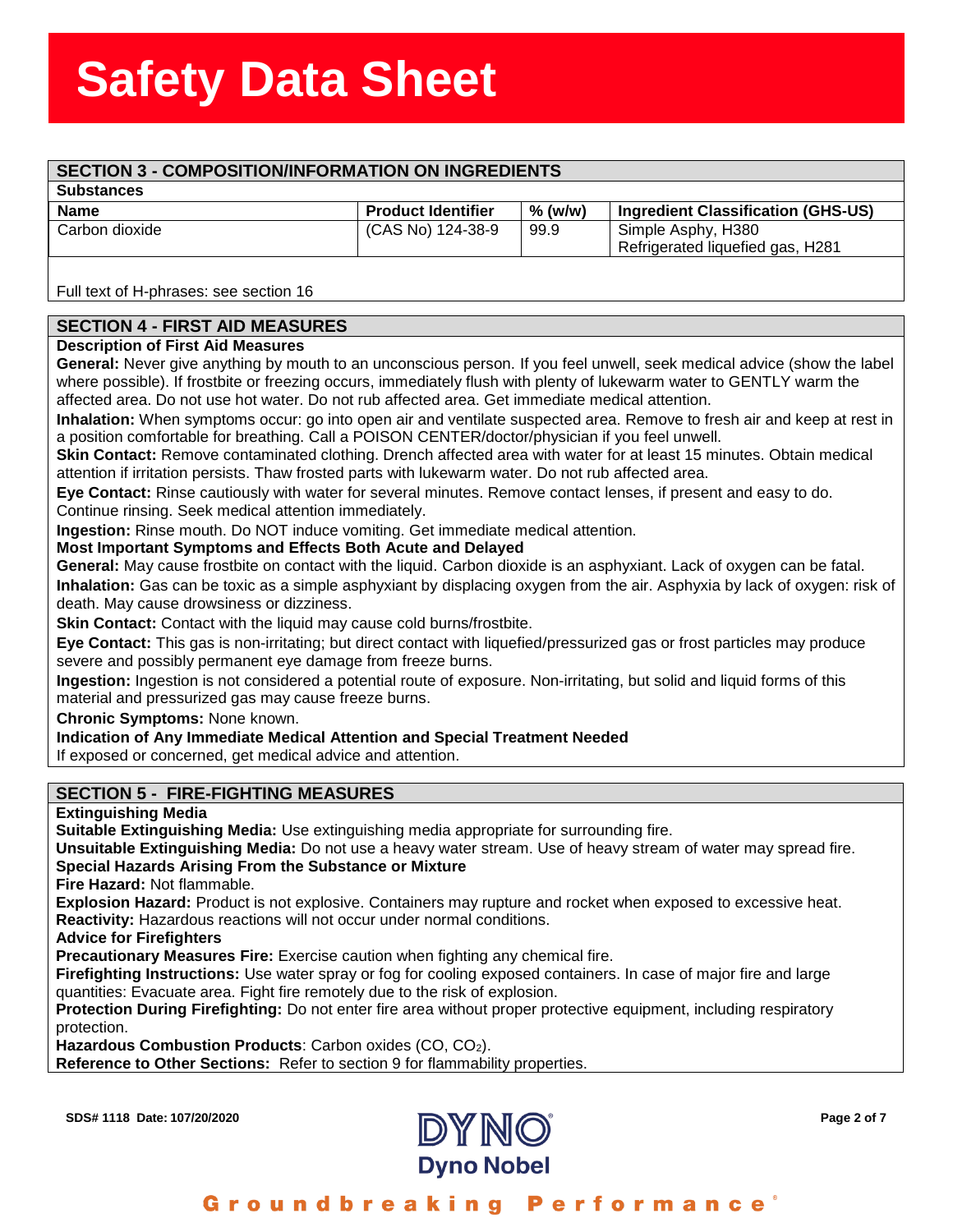# Safety Data Sheet

## SECTION 3 - COMPOSITION/INFORMATION ON INGREDIENTS

**Substances**

| Name | Product Identifier | % (w/w) | Ingredient Classification (GHS-US) |
|---|---|---|---|
| Carbon dioxide | (CAS No) 124-38-9 | 99.9 | Simple Asphy, H380<br>Refrigerated liquefied gas, H281 |

Full text of H-phrases: see section 16

## SECTION 4 - FIRST AID MEASURES

**Description of First Aid Measures**

**General:** Never give anything by mouth to an unconscious person. If you feel unwell, seek medical advice (show the label where possible). If frostbite or freezing occurs, immediately flush with plenty of lukewarm water to GENTLY warm the affected area. Do not use hot water. Do not rub affected area. Get immediate medical attention.

**Inhalation:** When symptoms occur: go into open air and ventilate suspected area. Remove to fresh air and keep at rest in a position comfortable for breathing. Call a POISON CENTER/doctor/physician if you feel unwell.

**Skin Contact:** Remove contaminated clothing. Drench affected area with water for at least 15 minutes. Obtain medical attention if irritation persists. Thaw frosted parts with lukewarm water. Do not rub affected area.

**Eye Contact:** Rinse cautiously with water for several minutes. Remove contact lenses, if present and easy to do. Continue rinsing. Seek medical attention immediately.

**Ingestion:** Rinse mouth. Do NOT induce vomiting. Get immediate medical attention.

**Most Important Symptoms and Effects Both Acute and Delayed**

**General:** May cause frostbite on contact with the liquid. Carbon dioxide is an asphyxiant. Lack of oxygen can be fatal.

**Inhalation:** Gas can be toxic as a simple asphyxiant by displacing oxygen from the air. Asphyxia by lack of oxygen: risk of death. May cause drowsiness or dizziness.

**Skin Contact:** Contact with the liquid may cause cold burns/frostbite.

**Eye Contact:** This gas is non-irritating; but direct contact with liquefied/pressurized gas or frost particles may produce severe and possibly permanent eye damage from freeze burns.

**Ingestion:** Ingestion is not considered a potential route of exposure. Non-irritating, but solid and liquid forms of this material and pressurized gas may cause freeze burns.

**Chronic Symptoms:** None known.

**Indication of Any Immediate Medical Attention and Special Treatment Needed**

If exposed or concerned, get medical advice and attention.

## SECTION 5 - FIRE-FIGHTING MEASURES

**Extinguishing Media**

**Suitable Extinguishing Media:** Use extinguishing media appropriate for surrounding fire.

**Unsuitable Extinguishing Media:** Do not use a heavy water stream. Use of heavy stream of water may spread fire.

**Special Hazards Arising From the Substance or Mixture**

**Fire Hazard:** Not flammable.

**Explosion Hazard:** Product is not explosive. Containers may rupture and rocket when exposed to excessive heat.

**Reactivity:** Hazardous reactions will not occur under normal conditions.

**Advice for Firefighters**

**Precautionary Measures Fire:** Exercise caution when fighting any chemical fire.

**Firefighting Instructions:** Use water spray or fog for cooling exposed containers. In case of major fire and large quantities: Evacuate area. Fight fire remotely due to the risk of explosion.

**Protection During Firefighting:** Do not enter fire area without proper protective equipment, including respiratory protection.

**Hazardous Combustion Products**: Carbon oxides ($CO$, $CO_2$).

**Reference to Other Sections:** Refer to section 9 for flammability properties.

SDS# 1118 Date: 107/20/2020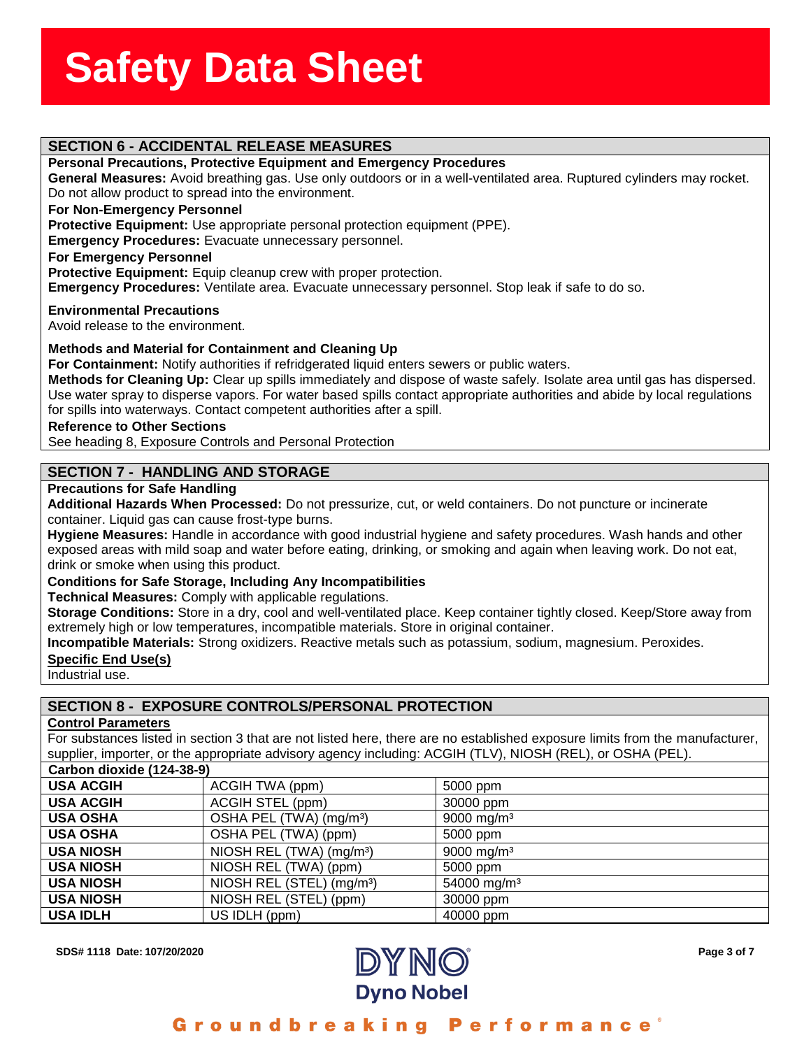## SECTION 6 - ACCIDENTAL RELEASE MEASURES

**Personal Precautions, Protective Equipment and Emergency Procedures**

**General Measures:** Avoid breathing gas. Use only outdoors or in a well-ventilated area. Ruptured cylinders may rocket. Do not allow product to spread into the environment.

**For Non-Emergency Personnel**

**Protective Equipment:** Use appropriate personal protection equipment (PPE).

**Emergency Procedures:** Evacuate unnecessary personnel.

**For Emergency Personnel**

**Protective Equipment:** Equip cleanup crew with proper protection.

**Emergency Procedures:** Ventilate area. Evacuate unnecessary personnel. Stop leak if safe to do so.

**Environmental Precautions**

Avoid release to the environment.

**Methods and Material for Containment and Cleaning Up**

**For Containment:** Notify authorities if refridgerated liquid enters sewers or public waters.

**Methods for Cleaning Up:** Clear up spills immediately and dispose of waste safely. Isolate area until gas has dispersed. Use water spray to disperse vapors. For water based spills contact appropriate authorities and abide by local regulations for spills into waterways. Contact competent authorities after a spill.

**Reference to Other Sections**

See heading 8, Exposure Controls and Personal Protection

## SECTION 7 - HANDLING AND STORAGE

**Precautions for Safe Handling**

**Additional Hazards When Processed:** Do not pressurize, cut, or weld containers. Do not puncture or incinerate container. Liquid gas can cause frost-type burns.

**Hygiene Measures:** Handle in accordance with good industrial hygiene and safety procedures. Wash hands and other exposed areas with mild soap and water before eating, drinking, or smoking and again when leaving work. Do not eat, drink or smoke when using this product.

**Conditions for Safe Storage, Including Any Incompatibilities**

**Technical Measures:** Comply with applicable regulations.

**Storage Conditions:** Store in a dry, cool and well-ventilated place. Keep container tightly closed. Keep/Store away from extremely high or low temperatures, incompatible materials. Store in original container.

**Incompatible Materials:** Strong oxidizers. Reactive metals such as potassium, sodium, magnesium. Peroxides.

**Specific End Use(s)**

Industrial use.

## SECTION 8 - EXPOSURE CONTROLS/PERSONAL PROTECTION

**Control Parameters**

For substances listed in section 3 that are not listed here, there are no established exposure limits from the manufacturer, supplier, importer, or the appropriate advisory agency including: ACGIH (TLV), NIOSH (REL), or OSHA (PEL).

| Carbon dioxide (124-38-9) | | |
|---|---|---|
| **USA ACGIH** | ACGIH TWA (ppm) | 5000 ppm |
| **USA ACGIH** | ACGIH STEL (ppm) | 30000 ppm |
| **USA OSHA** | OSHA PEL (TWA) (mg/m³) | 9000 mg/m³ |
| **USA OSHA** | OSHA PEL (TWA) (ppm) | 5000 ppm |
| **USA NIOSH** | NIOSH REL (TWA) (mg/m³) | 9000 mg/m³ |
| **USA NIOSH** | NIOSH REL (TWA) (ppm) | 5000 ppm |
| **USA NIOSH** | NIOSH REL (STEL) (mg/m³) | 54000 mg/m³ |
| **USA NIOSH** | NIOSH REL (STEL) (ppm) | 30000 ppm |
| **USA IDLH** | US IDLH (ppm) | 40000 ppm |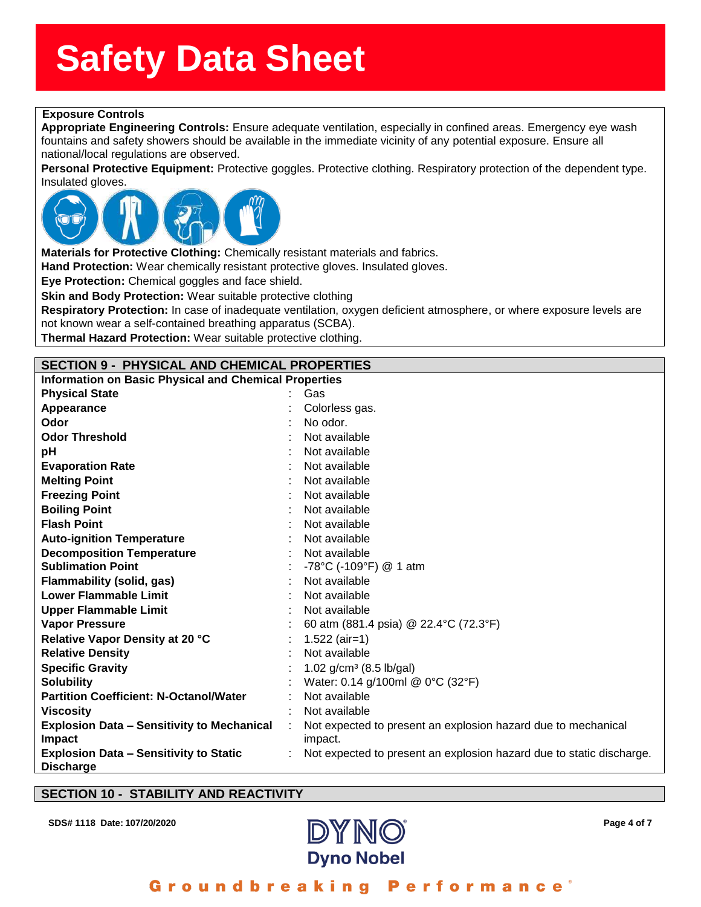# Safety Data Sheet

**Exposure Controls**

**Appropriate Engineering Controls:** Ensure adequate ventilation, especially in confined areas. Emergency eye wash fountains and safety showers should be available in the immediate vicinity of any potential exposure. Ensure all national/local regulations are observed.

**Personal Protective Equipment:** Protective goggles. Protective clothing. Respiratory protection of the dependent type. Insulated gloves.

**Materials for Protective Clothing:** Chemically resistant materials and fabrics.

**Hand Protection:** Wear chemically resistant protective gloves. Insulated gloves.

**Eye Protection:** Chemical goggles and face shield.

**Skin and Body Protection:** Wear suitable protective clothing

**Respiratory Protection:** In case of inadequate ventilation, oxygen deficient atmosphere, or where exposure levels are not known wear a self-contained breathing apparatus (SCBA).

**Thermal Hazard Protection:** Wear suitable protective clothing.

## SECTION 9 - PHYSICAL AND CHEMICAL PROPERTIES

**Information on Basic Physical and Chemical Properties**

| Property | Value |
|---|---|
| **Physical State** | Gas |
| **Appearance** | Colorless gas. |
| **Odor** | No odor. |
| **Odor Threshold** | Not available |
| **pH** | Not available |
| **Evaporation Rate** | Not available |
| **Melting Point** | Not available |
| **Freezing Point** | Not available |
| **Boiling Point** | Not available |
| **Flash Point** | Not available |
| **Auto-ignition Temperature** | Not available |
| **Decomposition Temperature** | Not available |
| **Sublimation Point** | -78°C (-109°F) @ 1 atm |
| **Flammability (solid, gas)** | Not available |
| **Lower Flammable Limit** | Not available |
| **Upper Flammable Limit** | Not available |
| **Vapor Pressure** | 60 atm (881.4 psia) @ 22.4°C (72.3°F) |
| **Relative Vapor Density at 20 °C** | 1.522 (air=1) |
| **Relative Density** | Not available |
| **Specific Gravity** | 1.02 g/cm$^3$ (8.5 lb/gal) |
| **Solubility** | Water: 0.14 g/100ml @ 0°C (32°F) |
| **Partition Coefficient: N-Octanol/Water** | Not available |
| **Viscosity** | Not available |
| **Explosion Data – Sensitivity to Mechanical Impact** | Not expected to present an explosion hazard due to mechanical impact. |
| **Explosion Data – Sensitivity to Static Discharge** | Not expected to present an explosion hazard due to static discharge. |

## SECTION 10 - STABILITY AND REACTIVITY

SDS# 1118 Date: 107/20/2020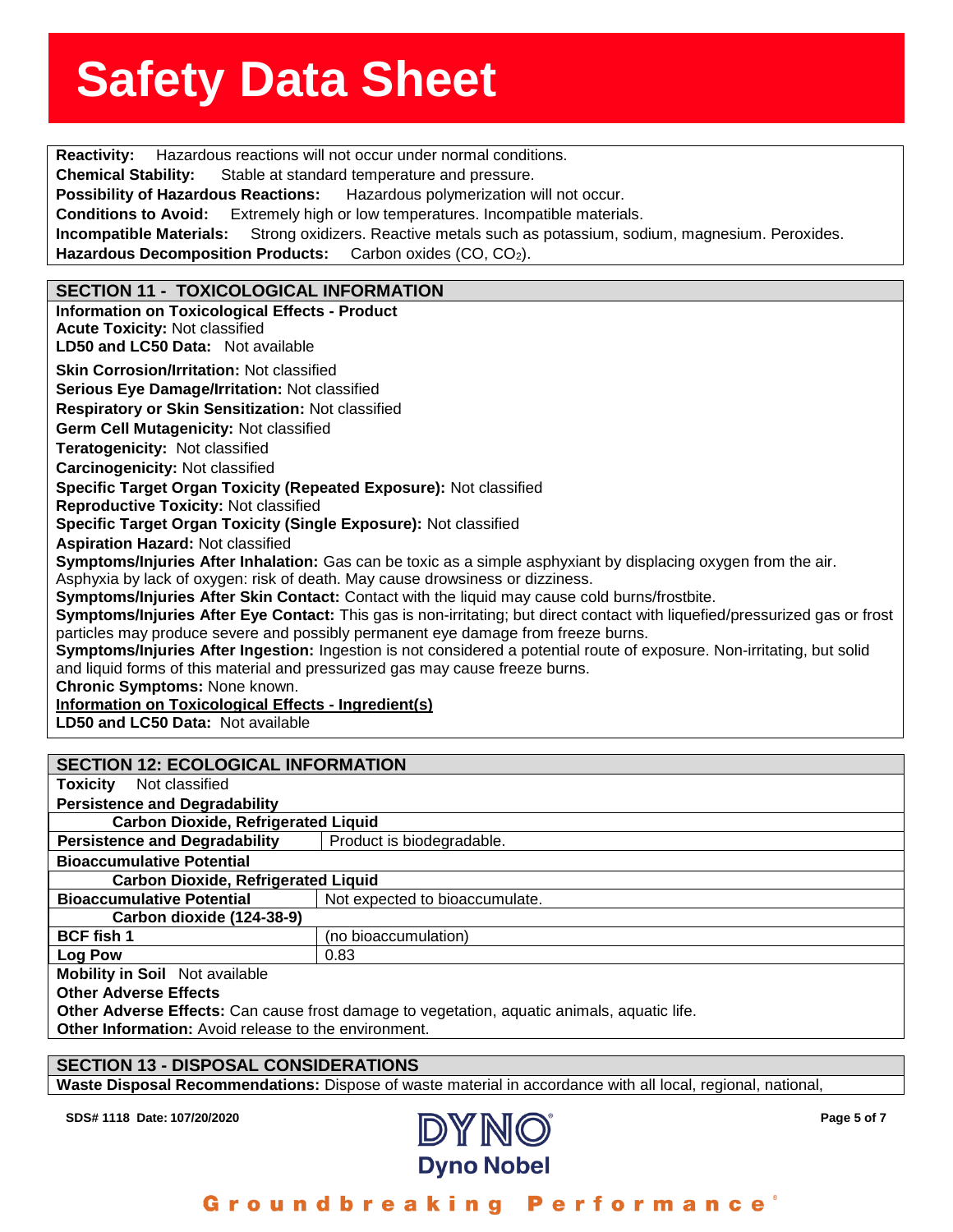**Reactivity:** Hazardous reactions will not occur under normal conditions.
**Chemical Stability:** Stable at standard temperature and pressure.
**Possibility of Hazardous Reactions:** Hazardous polymerization will not occur.
**Conditions to Avoid:** Extremely high or low temperatures. Incompatible materials.
**Incompatible Materials:** Strong oxidizers. Reactive metals such as potassium, sodium, magnesium. Peroxides.
**Hazardous Decomposition Products:** Carbon oxides (CO, $CO_2$).

## SECTION 11 - TOXICOLOGICAL INFORMATION

**Information on Toxicological Effects - Product**
**Acute Toxicity:** Not classified
**LD50 and LC50 Data:** Not available

**Skin Corrosion/Irritation:** Not classified
**Serious Eye Damage/Irritation:** Not classified
**Respiratory or Skin Sensitization:** Not classified
**Germ Cell Mutagenicity:** Not classified
**Teratogenicity:** Not classified
**Carcinogenicity:** Not classified
**Specific Target Organ Toxicity (Repeated Exposure):** Not classified
**Reproductive Toxicity:** Not classified
**Specific Target Organ Toxicity (Single Exposure):** Not classified
**Aspiration Hazard:** Not classified
**Symptoms/Injuries After Inhalation:** Gas can be toxic as a simple asphyxiant by displacing oxygen from the air. Asphyxia by lack of oxygen: risk of death. May cause drowsiness or dizziness.
**Symptoms/Injuries After Skin Contact:** Contact with the liquid may cause cold burns/frostbite.
**Symptoms/Injuries After Eye Contact:** This gas is non-irritating; but direct contact with liquefied/pressurized gas or frost particles may produce severe and possibly permanent eye damage from freeze burns.
**Symptoms/Injuries After Ingestion:** Ingestion is not considered a potential route of exposure. Non-irritating, but solid and liquid forms of this material and pressurized gas may cause freeze burns.
**Chronic Symptoms:** None known.
**Information on Toxicological Effects - Ingredient(s)**
**LD50 and LC50 Data:** Not available

## SECTION 12: ECOLOGICAL INFORMATION

**Toxicity** Not classified

**Persistence and Degradability**

| Carbon Dioxide, Refrigerated Liquid | |
|---|---|
| **Persistence and Degradability** | Product is biodegradable. |

**Bioaccumulative Potential**

| Carbon Dioxide, Refrigerated Liquid | |
|---|---|
| **Bioaccumulative Potential** | Not expected to bioaccumulate. |
| **Carbon dioxide (124-38-9)** | |
| **BCF fish 1** | (no bioaccumulation) |
| **Log Pow** | 0.83 |

**Mobility in Soil** Not available
**Other Adverse Effects**
**Other Adverse Effects:** Can cause frost damage to vegetation, aquatic animals, aquatic life.
**Other Information:** Avoid release to the environment.

## SECTION 13 - DISPOSAL CONSIDERATIONS

**Waste Disposal Recommendations:** Dispose of waste material in accordance with all local, regional, national,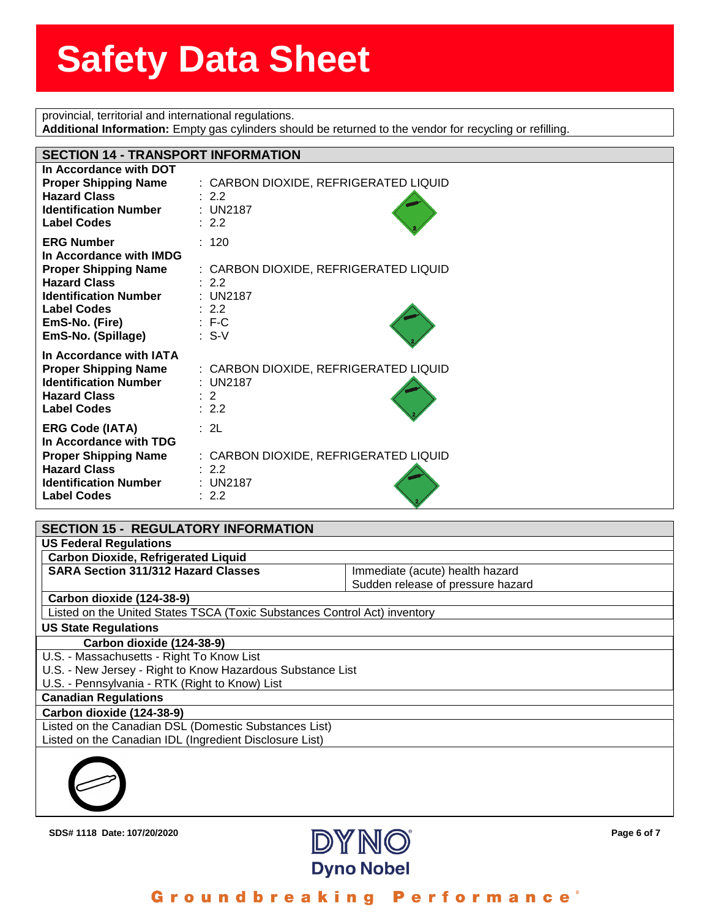provincial, territorial and international regulations.
**Additional Information:** Empty gas cylinders should be returned to the vendor for recycling or refilling.

## SECTION 14 - TRANSPORT INFORMATION

**In Accordance with DOT**

| | |
|---|---|
| **Proper Shipping Name** | : CARBON DIOXIDE, REFRIGERATED LIQUID |
| **Hazard Class** | : 2.2 |
| **Identification Number** | : UN2187 |
| **Label Codes** | : 2.2 |
| **ERG Number** | : 120 |

**In Accordance with IMDG**

| | |
|---|---|
| **Proper Shipping Name** | : CARBON DIOXIDE, REFRIGERATED LIQUID |
| **Hazard Class** | : 2.2 |
| **Identification Number** | : UN2187 |
| **Label Codes** | : 2.2 |
| **EmS-No. (Fire)** | : F-C |
| **EmS-No. (Spillage)** | : S-V |

**In Accordance with IATA**

| | |
|---|---|
| **Proper Shipping Name** | : CARBON DIOXIDE, REFRIGERATED LIQUID |
| **Identification Number** | : UN2187 |
| **Hazard Class** | : 2 |
| **Label Codes** | : 2.2 |
| **ERG Code (IATA)** | : 2L |

**In Accordance with TDG**

| | |
|---|---|
| **Proper Shipping Name** | : CARBON DIOXIDE, REFRIGERATED LIQUID |
| **Hazard Class** | : 2.2 |
| **Identification Number** | : UN2187 |
| **Label Codes** | : 2.2 |

## SECTION 15 - REGULATORY INFORMATION

**US Federal Regulations**

**Carbon Dioxide, Refrigerated Liquid**

| **SARA Section 311/312 Hazard Classes** | Immediate (acute) health hazard<br>Sudden release of pressure hazard |
|---|---|

**Carbon dioxide (124-38-9)**

Listed on the United States TSCA (Toxic Substances Control Act) inventory

**US State Regulations**

**Carbon dioxide (124-38-9)**

U.S. - Massachusetts - Right To Know List
U.S. - New Jersey - Right to Know Hazardous Substance List
U.S. - Pennsylvania - RTK (Right to Know) List

**Canadian Regulations**

**Carbon dioxide (124-38-9)**

Listed on the Canadian DSL (Domestic Substances List)
Listed on the Canadian IDL (Ingredient Disclosure List)

SDS# 1118 Date: 107/20/2020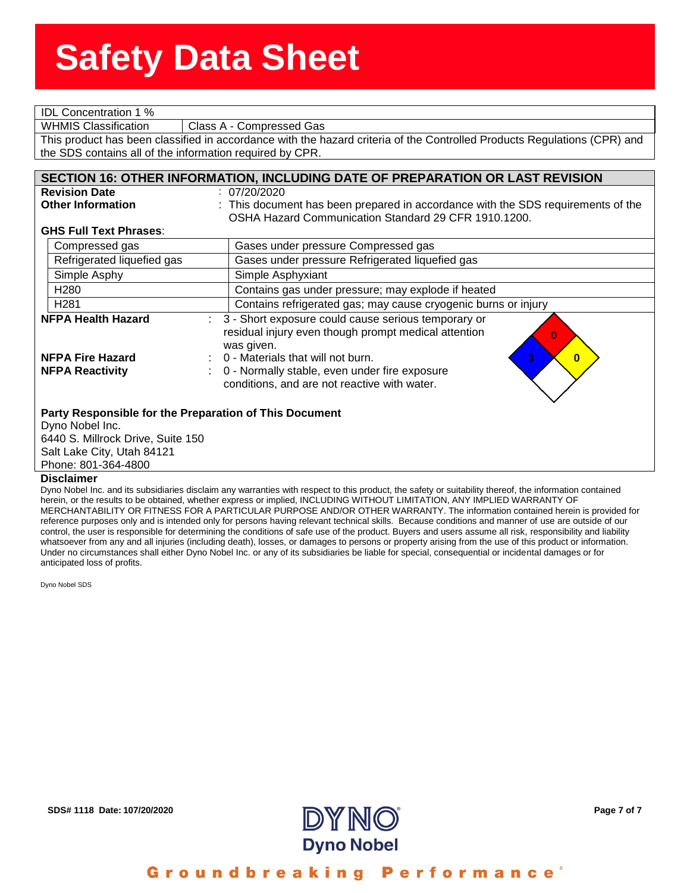# Safety Data Sheet

| | |
|---|---|
| IDL Concentration 1 % | |
| WHMIS Classification | Class A - Compressed Gas |

This product has been classified in accordance with the hazard criteria of the Controlled Products Regulations (CPR) and the SDS contains all of the information required by CPR.

## SECTION 16: OTHER INFORMATION, INCLUDING DATE OF PREPARATION OR LAST REVISION

**Revision Date** : 07/20/2020

**Other Information** : This document has been prepared in accordance with the SDS requirements of the OSHA Hazard Communication Standard 29 CFR 1910.1200.

**GHS Full Text Phrases**:

| | |
|---|---|
| Compressed gas | Gases under pressure Compressed gas |
| Refrigerated liquefied gas | Gases under pressure Refrigerated liquefied gas |
| Simple Asphy | Simple Asphyxiant |
| H280 | Contains gas under pressure; may explode if heated |
| H281 | Contains refrigerated gas; may cause cryogenic burns or injury |

**NFPA Health Hazard** : 3 - Short exposure could cause serious temporary or residual injury even though prompt medical attention was given.

**NFPA Fire Hazard** : 0 - Materials that will not burn.

**NFPA Reactivity** : 0 - Normally stable, even under fire exposure conditions, and are not reactive with water.

0
3
0

**Party Responsible for the Preparation of This Document**

Dyno Nobel Inc.
6440 S. Millrock Drive, Suite 150
Salt Lake City, Utah 84121
Phone: 801-364-4800

**Disclaimer**

Dyno Nobel Inc. and its subsidiaries disclaim any warranties with respect to this product, the safety or suitability thereof, the information contained herein, or the results to be obtained, whether express or implied, INCLUDING WITHOUT LIMITATION, ANY IMPLIED WARRANTY OF MERCHANTABILITY OR FITNESS FOR A PARTICULAR PURPOSE AND/OR OTHER WARRANTY. The information contained herein is provided for reference purposes only and is intended only for persons having relevant technical skills. Because conditions and manner of use are outside of our control, the user is responsible for determining the conditions of safe use of the product. Buyers and users assume all risk, responsibility and liability whatsoever from any and all injuries (including death), losses, or damages to persons or property arising from the use of this product or information. Under no circumstances shall either Dyno Nobel Inc. or any of its subsidiaries be liable for special, consequential or incidental damages or for anticipated loss of profits.

Dyno Nobel SDS

SDS# 1118 Date: 107/20/2020

DYNO
Dyno Nobel

Groundbreaking Performance